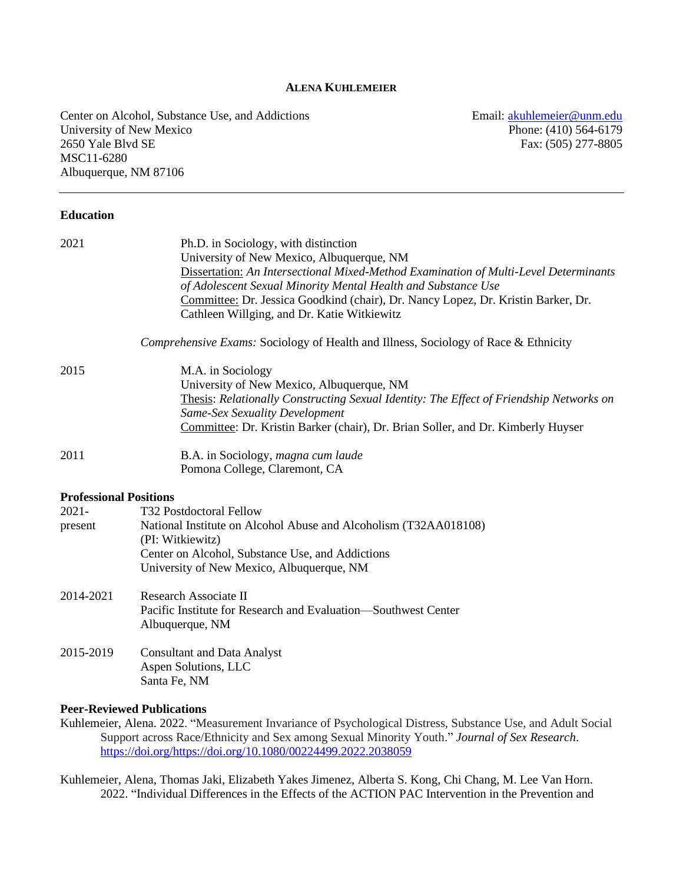# ALENA KUHLEMEIER

Center on Alcohol, Substance Use, and Addictions
University of New Mexico
2650 Yale Blvd SE
MSC11-6280
Albuquerque, NM 87106

Email: akuhlemeier@unm.edu
Phone: (410) 564-6179
Fax: (505) 277-8805

---

## Education

2021 — Ph.D. in Sociology, with distinction
University of New Mexico, Albuquerque, NM
Dissertation: *An Intersectional Mixed-Method Examination of Multi-Level Determinants of Adolescent Sexual Minority Mental Health and Substance Use*
Committee: Dr. Jessica Goodkind (chair), Dr. Nancy Lopez, Dr. Kristin Barker, Dr. Cathleen Willging, and Dr. Katie Witkiewitz

*Comprehensive Exams:* Sociology of Health and Illness, Sociology of Race & Ethnicity

2015 — M.A. in Sociology
University of New Mexico, Albuquerque, NM
Thesis: *Relationally Constructing Sexual Identity: The Effect of Friendship Networks on Same-Sex Sexuality Development*
Committee: Dr. Kristin Barker (chair), Dr. Brian Soller, and Dr. Kimberly Huyser

2011 — B.A. in Sociology, *magna cum laude*
Pomona College, Claremont, CA

## Professional Positions

2021-present — T32 Postdoctoral Fellow
National Institute on Alcohol Abuse and Alcoholism (T32AA018108)
(PI: Witkiewitz)
Center on Alcohol, Substance Use, and Addictions
University of New Mexico, Albuquerque, NM

2014-2021 — Research Associate II
Pacific Institute for Research and Evaluation—Southwest Center
Albuquerque, NM

2015-2019 — Consultant and Data Analyst
Aspen Solutions, LLC
Santa Fe, NM

## Peer-Reviewed Publications

Kuhlemeier, Alena. 2022. "Measurement Invariance of Psychological Distress, Substance Use, and Adult Social Support across Race/Ethnicity and Sex among Sexual Minority Youth." *Journal of Sex Research*. https://doi.org/https://doi.org/10.1080/00224499.2022.2038059

Kuhlemeier, Alena, Thomas Jaki, Elizabeth Yakes Jimenez, Alberta S. Kong, Chi Chang, M. Lee Van Horn. 2022. "Individual Differences in the Effects of the ACTION PAC Intervention in the Prevention and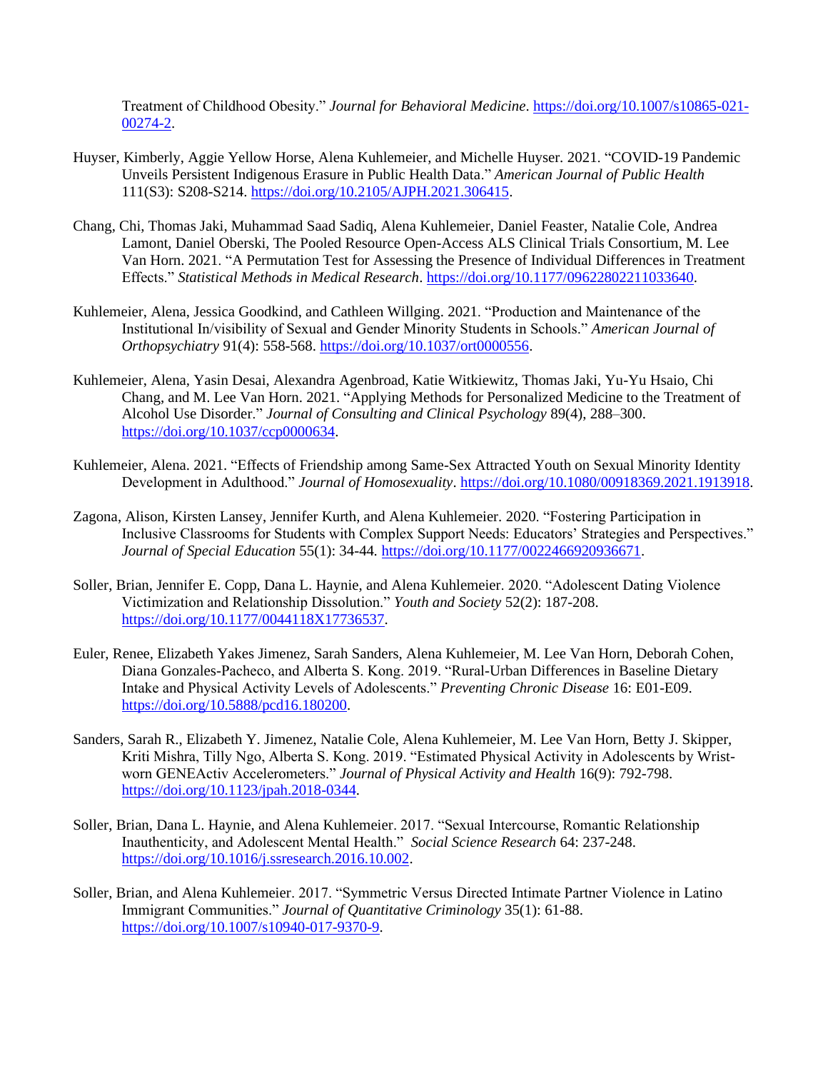Treatment of Childhood Obesity." *Journal for Behavioral Medicine*. https://doi.org/10.1007/s10865-021-00274-2.

Huyser, Kimberly, Aggie Yellow Horse, Alena Kuhlemeier, and Michelle Huyser. 2021. "COVID-19 Pandemic Unveils Persistent Indigenous Erasure in Public Health Data." *American Journal of Public Health* 111(S3): S208-S214. https://doi.org/10.2105/AJPH.2021.306415.

Chang, Chi, Thomas Jaki, Muhammad Saad Sadiq, Alena Kuhlemeier, Daniel Feaster, Natalie Cole, Andrea Lamont, Daniel Oberski, The Pooled Resource Open-Access ALS Clinical Trials Consortium, M. Lee Van Horn. 2021. "A Permutation Test for Assessing the Presence of Individual Differences in Treatment Effects." *Statistical Methods in Medical Research*. https://doi.org/10.1177/09622802211033640.

Kuhlemeier, Alena, Jessica Goodkind, and Cathleen Willging. 2021. "Production and Maintenance of the Institutional In/visibility of Sexual and Gender Minority Students in Schools." *American Journal of Orthopsychiatry* 91(4): 558-568. https://doi.org/10.1037/ort0000556.

Kuhlemeier, Alena, Yasin Desai, Alexandra Agenbroad, Katie Witkiewitz, Thomas Jaki, Yu-Yu Hsaio, Chi Chang, and M. Lee Van Horn. 2021. "Applying Methods for Personalized Medicine to the Treatment of Alcohol Use Disorder." *Journal of Consulting and Clinical Psychology* 89(4), 288–300. https://doi.org/10.1037/ccp0000634.

Kuhlemeier, Alena. 2021. "Effects of Friendship among Same-Sex Attracted Youth on Sexual Minority Identity Development in Adulthood." *Journal of Homosexuality*. https://doi.org/10.1080/00918369.2021.1913918.

Zagona, Alison, Kirsten Lansey, Jennifer Kurth, and Alena Kuhlemeier. 2020. "Fostering Participation in Inclusive Classrooms for Students with Complex Support Needs: Educators' Strategies and Perspectives." *Journal of Special Education* 55(1): 34-44. https://doi.org/10.1177/0022466920936671.

Soller, Brian, Jennifer E. Copp, Dana L. Haynie, and Alena Kuhlemeier. 2020. "Adolescent Dating Violence Victimization and Relationship Dissolution." *Youth and Society* 52(2): 187-208. https://doi.org/10.1177/0044118X17736537.

Euler, Renee, Elizabeth Yakes Jimenez, Sarah Sanders, Alena Kuhlemeier, M. Lee Van Horn, Deborah Cohen, Diana Gonzales-Pacheco, and Alberta S. Kong. 2019. "Rural-Urban Differences in Baseline Dietary Intake and Physical Activity Levels of Adolescents." *Preventing Chronic Disease* 16: E01-E09. https://doi.org/10.5888/pcd16.180200.

Sanders, Sarah R., Elizabeth Y. Jimenez, Natalie Cole, Alena Kuhlemeier, M. Lee Van Horn, Betty J. Skipper, Kriti Mishra, Tilly Ngo, Alberta S. Kong. 2019. "Estimated Physical Activity in Adolescents by Wrist-worn GENEActiv Accelerometers." *Journal of Physical Activity and Health* 16(9): 792-798. https://doi.org/10.1123/jpah.2018-0344.

Soller, Brian, Dana L. Haynie, and Alena Kuhlemeier. 2017. "Sexual Intercourse, Romantic Relationship Inauthenticity, and Adolescent Mental Health." *Social Science Research* 64: 237-248. https://doi.org/10.1016/j.ssresearch.2016.10.002.

Soller, Brian, and Alena Kuhlemeier. 2017. "Symmetric Versus Directed Intimate Partner Violence in Latino Immigrant Communities." *Journal of Quantitative Criminology* 35(1): 61-88. https://doi.org/10.1007/s10940-017-9370-9.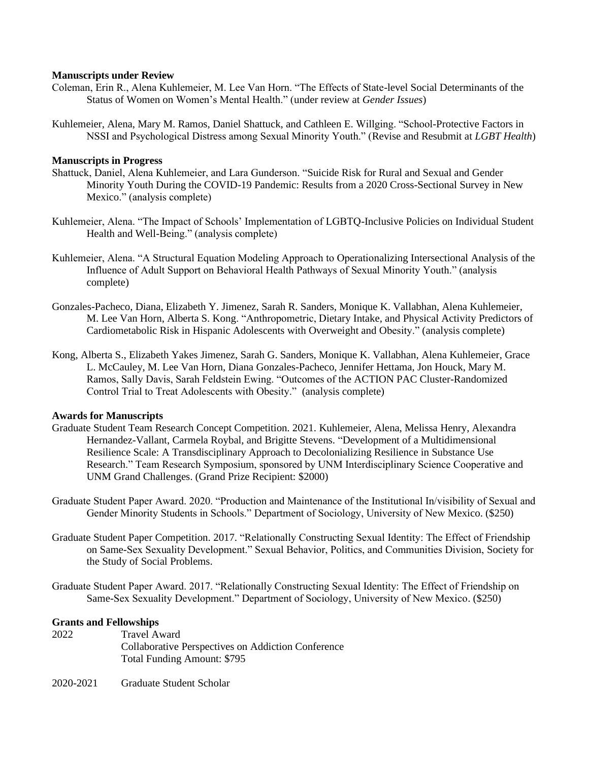**Manuscripts under Review**

Coleman, Erin R., Alena Kuhlemeier, M. Lee Van Horn. "The Effects of State-level Social Determinants of the Status of Women on Women's Mental Health." (under review at *Gender Issues*)

Kuhlemeier, Alena, Mary M. Ramos, Daniel Shattuck, and Cathleen E. Willging. "School-Protective Factors in NSSI and Psychological Distress among Sexual Minority Youth." (Revise and Resubmit at *LGBT Health*)

**Manuscripts in Progress**

Shattuck, Daniel, Alena Kuhlemeier, and Lara Gunderson. "Suicide Risk for Rural and Sexual and Gender Minority Youth During the COVID-19 Pandemic: Results from a 2020 Cross-Sectional Survey in New Mexico." (analysis complete)

Kuhlemeier, Alena. "The Impact of Schools' Implementation of LGBTQ-Inclusive Policies on Individual Student Health and Well-Being." (analysis complete)

Kuhlemeier, Alena. "A Structural Equation Modeling Approach to Operationalizing Intersectional Analysis of the Influence of Adult Support on Behavioral Health Pathways of Sexual Minority Youth." (analysis complete)

Gonzales-Pacheco, Diana, Elizabeth Y. Jimenez, Sarah R. Sanders, Monique K. Vallabhan, Alena Kuhlemeier, M. Lee Van Horn, Alberta S. Kong. "Anthropometric, Dietary Intake, and Physical Activity Predictors of Cardiometabolic Risk in Hispanic Adolescents with Overweight and Obesity." (analysis complete)

Kong, Alberta S., Elizabeth Yakes Jimenez, Sarah G. Sanders, Monique K. Vallabhan, Alena Kuhlemeier, Grace L. McCauley, M. Lee Van Horn, Diana Gonzales-Pacheco, Jennifer Hettama, Jon Houck, Mary M. Ramos, Sally Davis, Sarah Feldstein Ewing. "Outcomes of the ACTION PAC Cluster-Randomized Control Trial to Treat Adolescents with Obesity." (analysis complete)

**Awards for Manuscripts**

Graduate Student Team Research Concept Competition. 2021. Kuhlemeier, Alena, Melissa Henry, Alexandra Hernandez-Vallant, Carmela Roybal, and Brigitte Stevens. "Development of a Multidimensional Resilience Scale: A Transdisciplinary Approach to Decolonializing Resilience in Substance Use Research." Team Research Symposium, sponsored by UNM Interdisciplinary Science Cooperative and UNM Grand Challenges. (Grand Prize Recipient: $2000)

Graduate Student Paper Award. 2020. "Production and Maintenance of the Institutional In/visibility of Sexual and Gender Minority Students in Schools." Department of Sociology, University of New Mexico. ($250)

Graduate Student Paper Competition. 2017. "Relationally Constructing Sexual Identity: The Effect of Friendship on Same-Sex Sexuality Development." Sexual Behavior, Politics, and Communities Division, Society for the Study of Social Problems.

Graduate Student Paper Award. 2017. "Relationally Constructing Sexual Identity: The Effect of Friendship on Same-Sex Sexuality Development." Department of Sociology, University of New Mexico. ($250)

**Grants and Fellowships**

2022 Travel Award
Collaborative Perspectives on Addiction Conference
Total Funding Amount: $795

2020-2021 Graduate Student Scholar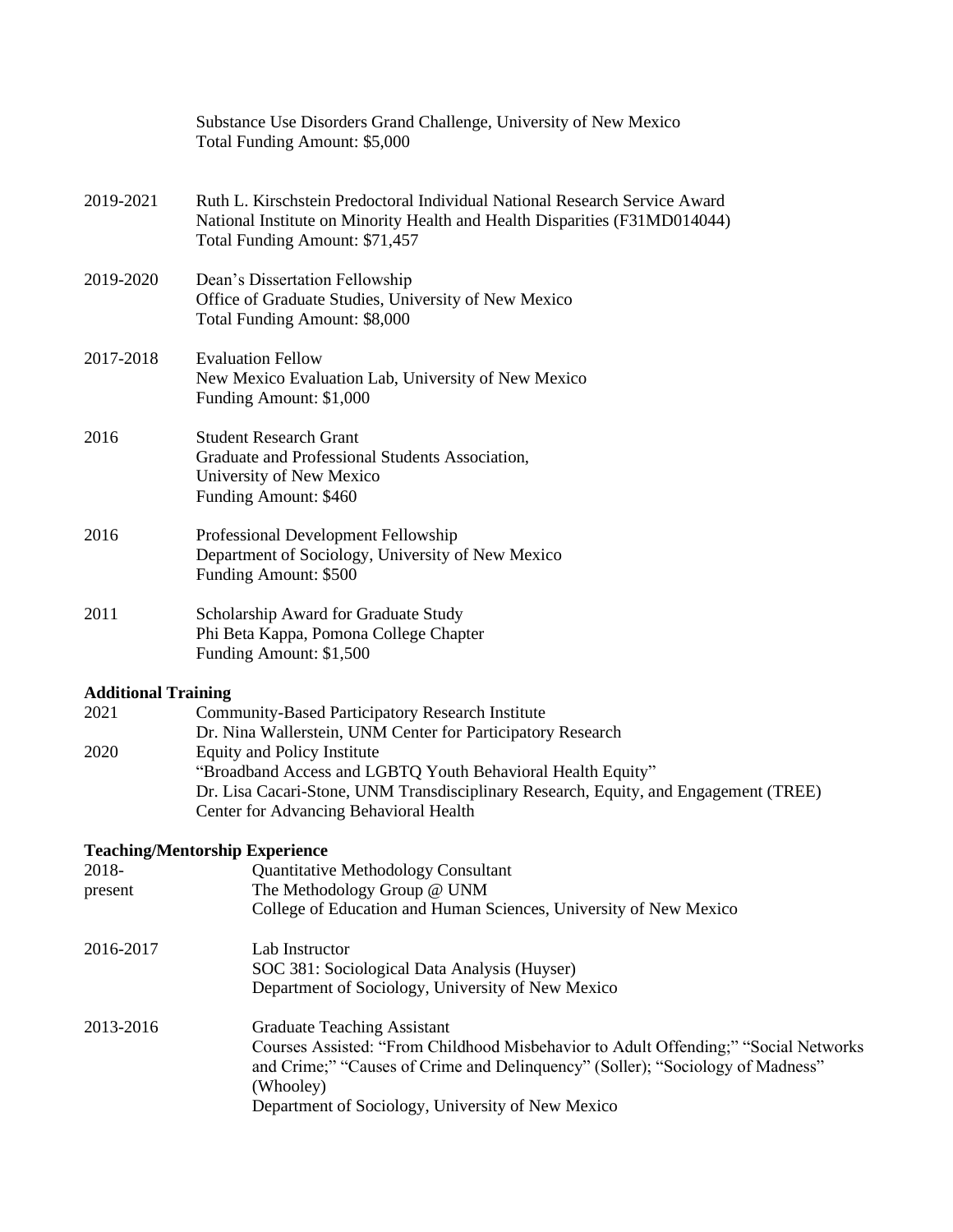Substance Use Disorders Grand Challenge, University of New Mexico
Total Funding Amount: $5,000

2019-2021 Ruth L. Kirschstein Predoctoral Individual National Research Service Award
National Institute on Minority Health and Health Disparities (F31MD014044)
Total Funding Amount: $71,457

2019-2020 Dean's Dissertation Fellowship
Office of Graduate Studies, University of New Mexico
Total Funding Amount: $8,000

2017-2018 Evaluation Fellow
New Mexico Evaluation Lab, University of New Mexico
Funding Amount: $1,000

2016 Student Research Grant
Graduate and Professional Students Association,
University of New Mexico
Funding Amount: $460

2016 Professional Development Fellowship
Department of Sociology, University of New Mexico
Funding Amount: $500

2011 Scholarship Award for Graduate Study
Phi Beta Kappa, Pomona College Chapter
Funding Amount: $1,500

**Additional Training**

2021 Community-Based Participatory Research Institute
Dr. Nina Wallerstein, UNM Center for Participatory Research

2020 Equity and Policy Institute
"Broadband Access and LGBTQ Youth Behavioral Health Equity"
Dr. Lisa Cacari-Stone, UNM Transdisciplinary Research, Equity, and Engagement (TREE) Center for Advancing Behavioral Health

**Teaching/Mentorship Experience**

2018-present Quantitative Methodology Consultant
The Methodology Group @ UNM
College of Education and Human Sciences, University of New Mexico

2016-2017 Lab Instructor
SOC 381: Sociological Data Analysis (Huyser)
Department of Sociology, University of New Mexico

2013-2016 Graduate Teaching Assistant
Courses Assisted: "From Childhood Misbehavior to Adult Offending;" "Social Networks and Crime;" "Causes of Crime and Delinquency" (Soller); "Sociology of Madness" (Whooley)
Department of Sociology, University of New Mexico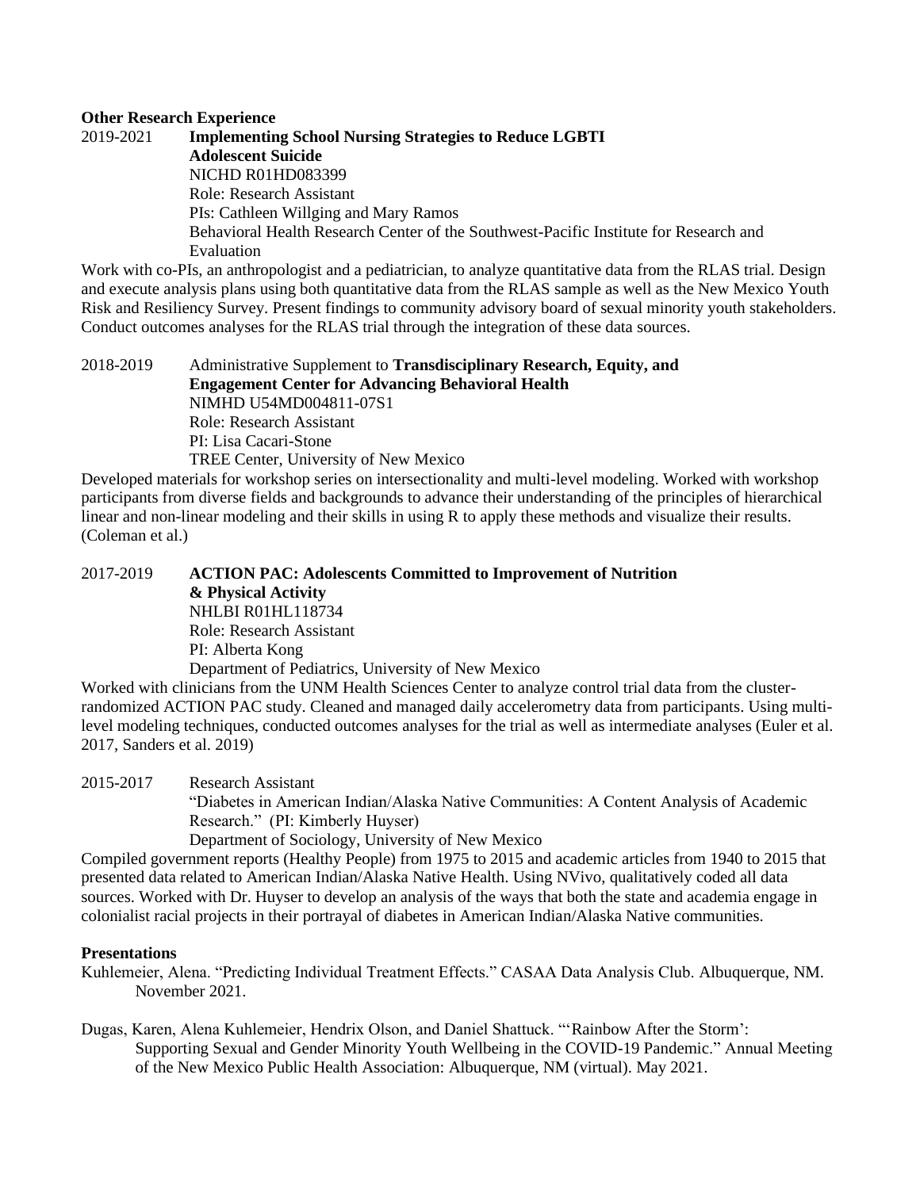**Other Research Experience**

2019-2021 **Implementing School Nursing Strategies to Reduce LGBTI Adolescent Suicide**
NICHD R01HD083399
Role: Research Assistant
PIs: Cathleen Willging and Mary Ramos
Behavioral Health Research Center of the Southwest-Pacific Institute for Research and Evaluation

Work with co-PIs, an anthropologist and a pediatrician, to analyze quantitative data from the RLAS trial. Design and execute analysis plans using both quantitative data from the RLAS sample as well as the New Mexico Youth Risk and Resiliency Survey. Present findings to community advisory board of sexual minority youth stakeholders. Conduct outcomes analyses for the RLAS trial through the integration of these data sources.

2018-2019 Administrative Supplement to **Transdisciplinary Research, Equity, and Engagement Center for Advancing Behavioral Health**
NIMHD U54MD004811-07S1
Role: Research Assistant
PI: Lisa Cacari-Stone
TREE Center, University of New Mexico

Developed materials for workshop series on intersectionality and multi-level modeling. Worked with workshop participants from diverse fields and backgrounds to advance their understanding of the principles of hierarchical linear and non-linear modeling and their skills in using R to apply these methods and visualize their results. (Coleman et al.)

2017-2019 **ACTION PAC: Adolescents Committed to Improvement of Nutrition & Physical Activity**
NHLBI R01HL118734
Role: Research Assistant
PI: Alberta Kong
Department of Pediatrics, University of New Mexico

Worked with clinicians from the UNM Health Sciences Center to analyze control trial data from the cluster-randomized ACTION PAC study. Cleaned and managed daily accelerometry data from participants. Using multi-level modeling techniques, conducted outcomes analyses for the trial as well as intermediate analyses (Euler et al. 2017, Sanders et al. 2019)

2015-2017 Research Assistant
"Diabetes in American Indian/Alaska Native Communities: A Content Analysis of Academic Research." (PI: Kimberly Huyser)
Department of Sociology, University of New Mexico

Compiled government reports (Healthy People) from 1975 to 2015 and academic articles from 1940 to 2015 that presented data related to American Indian/Alaska Native Health. Using NVivo, qualitatively coded all data sources. Worked with Dr. Huyser to develop an analysis of the ways that both the state and academia engage in colonialist racial projects in their portrayal of diabetes in American Indian/Alaska Native communities.

**Presentations**

Kuhlemeier, Alena. "Predicting Individual Treatment Effects." CASAA Data Analysis Club. Albuquerque, NM. November 2021.

Dugas, Karen, Alena Kuhlemeier, Hendrix Olson, and Daniel Shattuck. "'Rainbow After the Storm': Supporting Sexual and Gender Minority Youth Wellbeing in the COVID-19 Pandemic." Annual Meeting of the New Mexico Public Health Association: Albuquerque, NM (virtual). May 2021.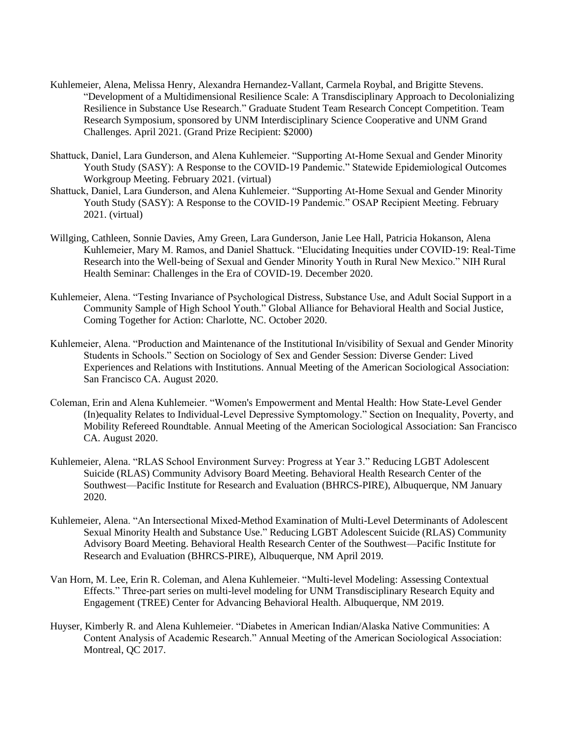Kuhlemeier, Alena, Melissa Henry, Alexandra Hernandez-Vallant, Carmela Roybal, and Brigitte Stevens. "Development of a Multidimensional Resilience Scale: A Transdisciplinary Approach to Decolonializing Resilience in Substance Use Research." Graduate Student Team Research Concept Competition. Team Research Symposium, sponsored by UNM Interdisciplinary Science Cooperative and UNM Grand Challenges. April 2021. (Grand Prize Recipient: $2000)

Shattuck, Daniel, Lara Gunderson, and Alena Kuhlemeier. "Supporting At-Home Sexual and Gender Minority Youth Study (SASY): A Response to the COVID-19 Pandemic." Statewide Epidemiological Outcomes Workgroup Meeting. February 2021. (virtual)

Shattuck, Daniel, Lara Gunderson, and Alena Kuhlemeier. "Supporting At-Home Sexual and Gender Minority Youth Study (SASY): A Response to the COVID-19 Pandemic." OSAP Recipient Meeting. February 2021. (virtual)

Willging, Cathleen, Sonnie Davies, Amy Green, Lara Gunderson, Janie Lee Hall, Patricia Hokanson, Alena Kuhlemeier, Mary M. Ramos, and Daniel Shattuck. "Elucidating Inequities under COVID-19: Real-Time Research into the Well-being of Sexual and Gender Minority Youth in Rural New Mexico." NIH Rural Health Seminar: Challenges in the Era of COVID-19. December 2020.

Kuhlemeier, Alena. "Testing Invariance of Psychological Distress, Substance Use, and Adult Social Support in a Community Sample of High School Youth." Global Alliance for Behavioral Health and Social Justice, Coming Together for Action: Charlotte, NC. October 2020.

Kuhlemeier, Alena. "Production and Maintenance of the Institutional In/visibility of Sexual and Gender Minority Students in Schools." Section on Sociology of Sex and Gender Session: Diverse Gender: Lived Experiences and Relations with Institutions. Annual Meeting of the American Sociological Association: San Francisco CA. August 2020.

Coleman, Erin and Alena Kuhlemeier. "Women's Empowerment and Mental Health: How State-Level Gender (In)equality Relates to Individual-Level Depressive Symptomology." Section on Inequality, Poverty, and Mobility Refereed Roundtable. Annual Meeting of the American Sociological Association: San Francisco CA. August 2020.

Kuhlemeier, Alena. "RLAS School Environment Survey: Progress at Year 3." Reducing LGBT Adolescent Suicide (RLAS) Community Advisory Board Meeting. Behavioral Health Research Center of the Southwest—Pacific Institute for Research and Evaluation (BHRCS-PIRE), Albuquerque, NM January 2020.

Kuhlemeier, Alena. "An Intersectional Mixed-Method Examination of Multi-Level Determinants of Adolescent Sexual Minority Health and Substance Use." Reducing LGBT Adolescent Suicide (RLAS) Community Advisory Board Meeting. Behavioral Health Research Center of the Southwest—Pacific Institute for Research and Evaluation (BHRCS-PIRE), Albuquerque, NM April 2019.

Van Horn, M. Lee, Erin R. Coleman, and Alena Kuhlemeier. "Multi-level Modeling: Assessing Contextual Effects." Three-part series on multi-level modeling for UNM Transdisciplinary Research Equity and Engagement (TREE) Center for Advancing Behavioral Health. Albuquerque, NM 2019.

Huyser, Kimberly R. and Alena Kuhlemeier. "Diabetes in American Indian/Alaska Native Communities: A Content Analysis of Academic Research." Annual Meeting of the American Sociological Association: Montreal, QC 2017.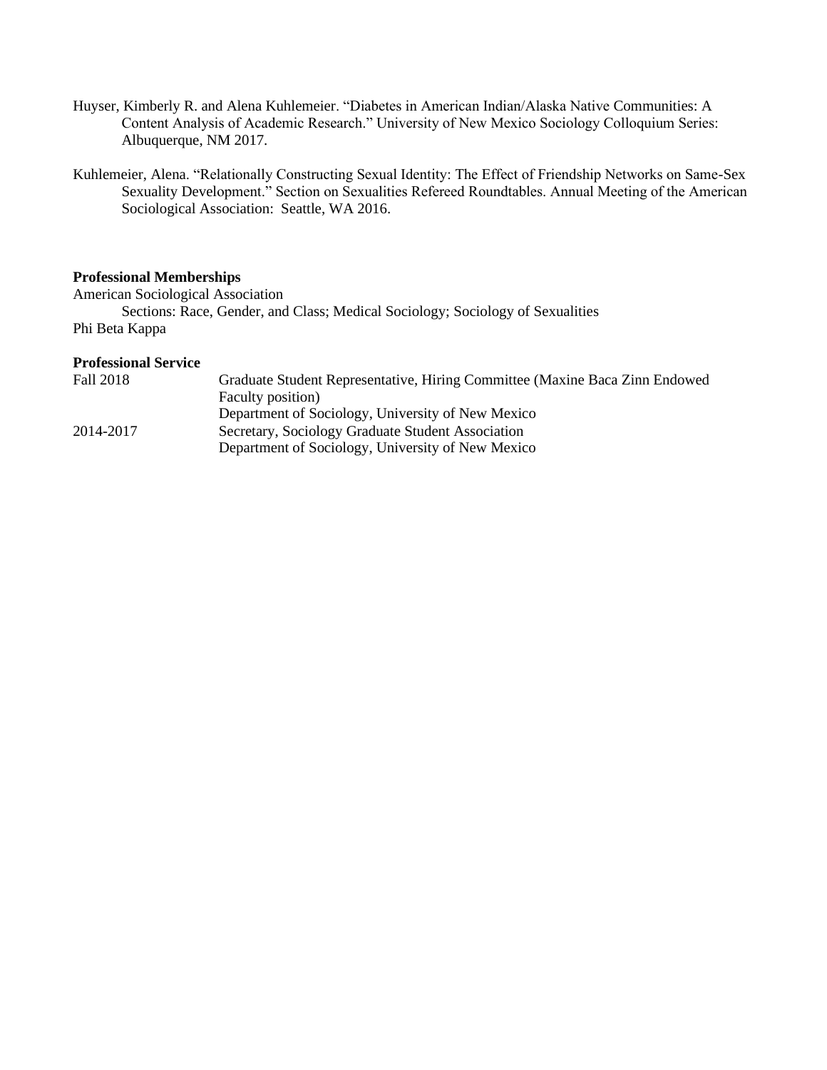Huyser, Kimberly R. and Alena Kuhlemeier. "Diabetes in American Indian/Alaska Native Communities: A Content Analysis of Academic Research." University of New Mexico Sociology Colloquium Series: Albuquerque, NM 2017.

Kuhlemeier, Alena. "Relationally Constructing Sexual Identity: The Effect of Friendship Networks on Same-Sex Sexuality Development." Section on Sexualities Refereed Roundtables. Annual Meeting of the American Sociological Association: Seattle, WA 2016.

**Professional Memberships**

American Sociological Association

Sections: Race, Gender, and Class; Medical Sociology; Sociology of Sexualities

Phi Beta Kappa

**Professional Service**

| | |
|---|---|
| Fall 2018 | Graduate Student Representative, Hiring Committee (Maxine Baca Zinn Endowed Faculty position) Department of Sociology, University of New Mexico |
| 2014-2017 | Secretary, Sociology Graduate Student Association Department of Sociology, University of New Mexico |